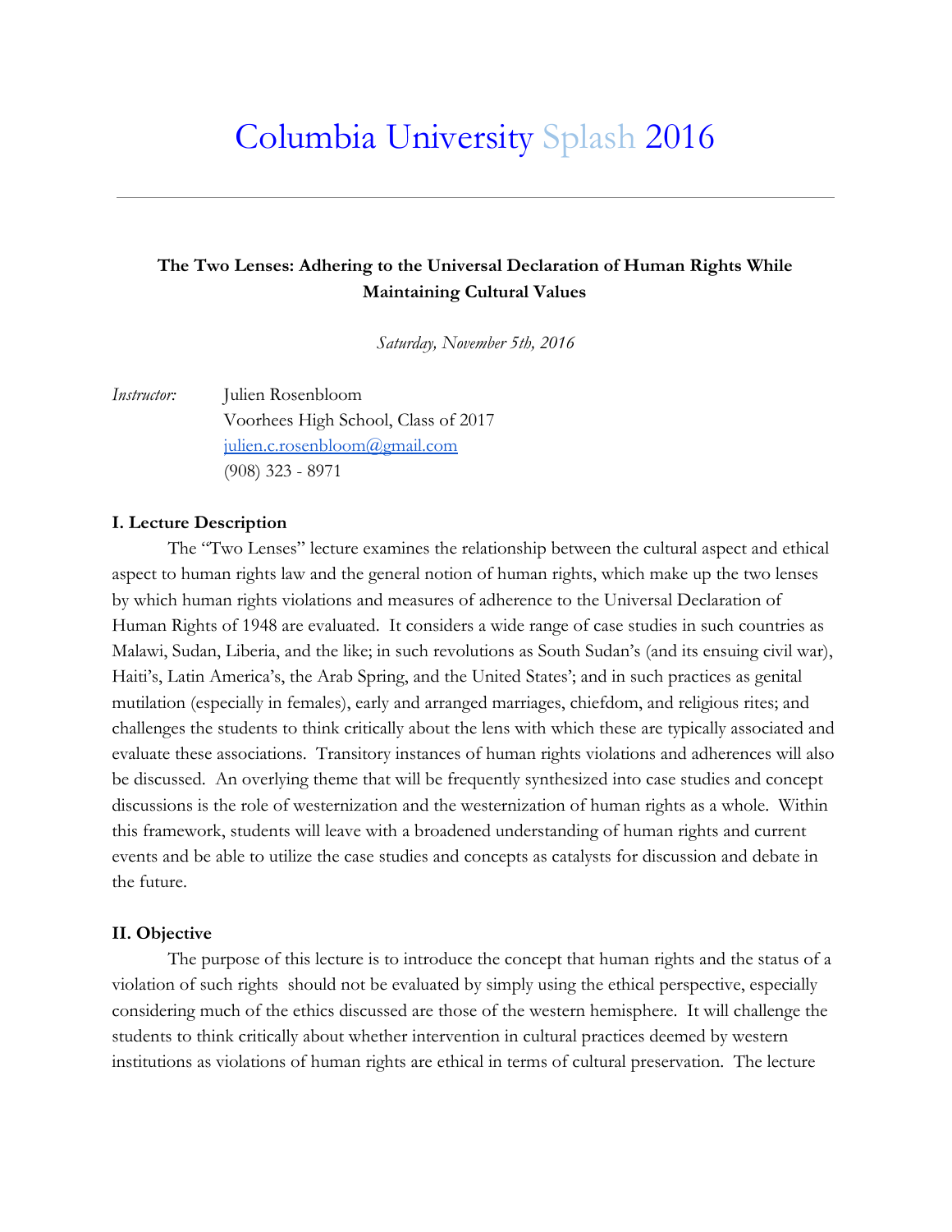# Columbia University Splash 2016

---

**The Two Lenses: Adhering to the Universal Declaration of Human Rights While Maintaining Cultural Values**

*Saturday, November 5th, 2016*

*Instructor:* Julien Rosenbloom
Voorhees High School, Class of 2017
julien.c.rosenbloom@gmail.com
(908) 323 - 8971

**I. Lecture Description**

The "Two Lenses" lecture examines the relationship between the cultural aspect and ethical aspect to human rights law and the general notion of human rights, which make up the two lenses by which human rights violations and measures of adherence to the Universal Declaration of Human Rights of 1948 are evaluated. It considers a wide range of case studies in such countries as Malawi, Sudan, Liberia, and the like; in such revolutions as South Sudan's (and its ensuing civil war), Haiti's, Latin America's, the Arab Spring, and the United States'; and in such practices as genital mutilation (especially in females), early and arranged marriages, chiefdom, and religious rites; and challenges the students to think critically about the lens with which these are typically associated and evaluate these associations. Transitory instances of human rights violations and adherences will also be discussed. An overlying theme that will be frequently synthesized into case studies and concept discussions is the role of westernization and the westernization of human rights as a whole. Within this framework, students will leave with a broadened understanding of human rights and current events and be able to utilize the case studies and concepts as catalysts for discussion and debate in the future.

**II. Objective**

The purpose of this lecture is to introduce the concept that human rights and the status of a violation of such rights should not be evaluated by simply using the ethical perspective, especially considering much of the ethics discussed are those of the western hemisphere. It will challenge the students to think critically about whether intervention in cultural practices deemed by western institutions as violations of human rights are ethical in terms of cultural preservation. The lecture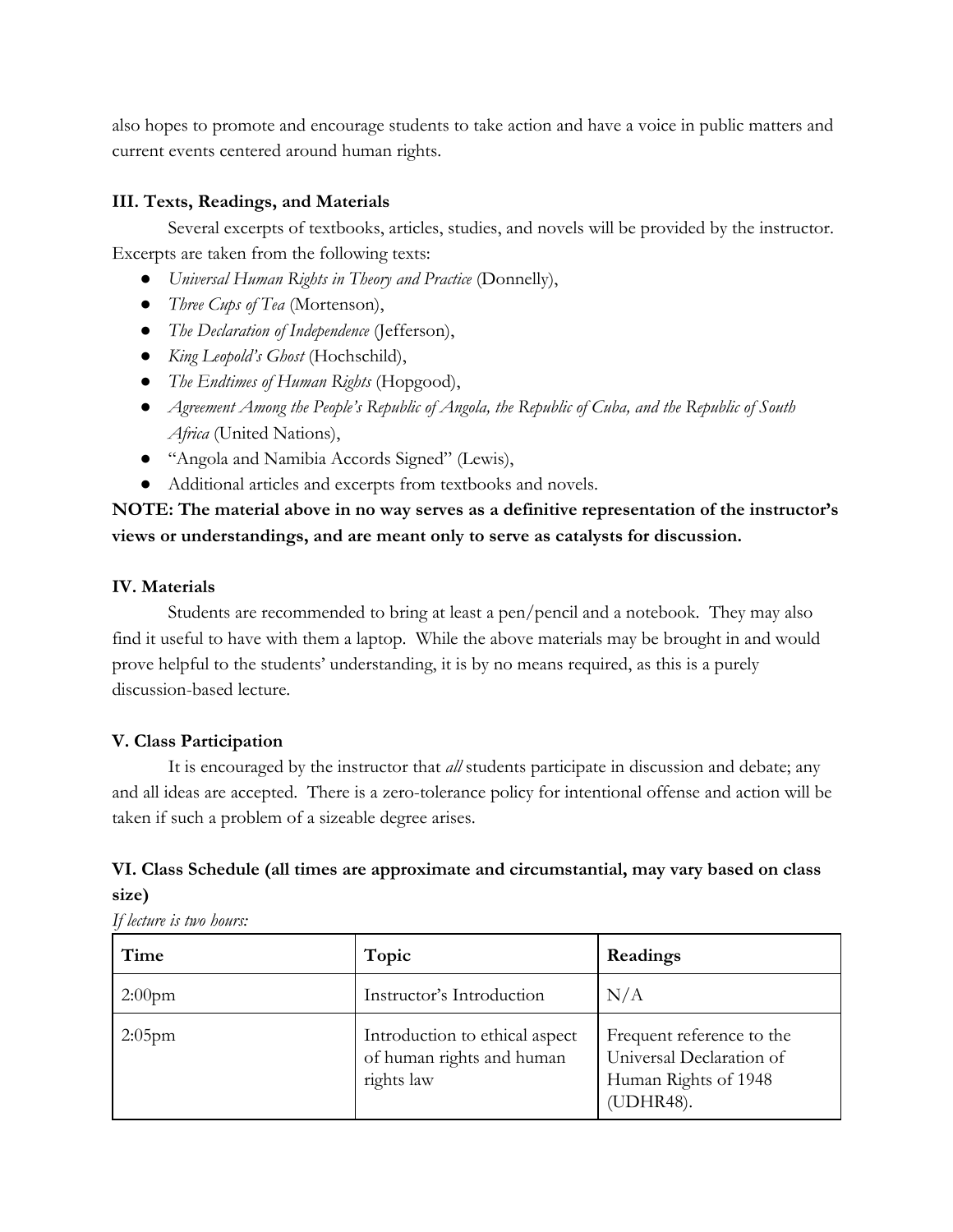also hopes to promote and encourage students to take action and have a voice in public matters and current events centered around human rights.

### III. Texts, Readings, and Materials

Several excerpts of textbooks, articles, studies, and novels will be provided by the instructor. Excerpts are taken from the following texts:

- *Universal Human Rights in Theory and Practice* (Donnelly),
- *Three Cups of Tea* (Mortenson),
- *The Declaration of Independence* (Jefferson),
- *King Leopold's Ghost* (Hochschild),
- *The Endtimes of Human Rights* (Hopgood),
- *Agreement Among the People's Republic of Angola, the Republic of Cuba, and the Republic of South Africa* (United Nations),
- "Angola and Namibia Accords Signed" (Lewis),
- Additional articles and excerpts from textbooks and novels.

**NOTE: The material above in no way serves as a definitive representation of the instructor's views or understandings, and are meant only to serve as catalysts for discussion.**

### IV. Materials

Students are recommended to bring at least a pen/pencil and a notebook. They may also find it useful to have with them a laptop. While the above materials may be brought in and would prove helpful to the students' understanding, it is by no means required, as this is a purely discussion-based lecture.

### V. Class Participation

It is encouraged by the instructor that *all* students participate in discussion and debate; any and all ideas are accepted. There is a zero-tolerance policy for intentional offense and action will be taken if such a problem of a sizeable degree arises.

### VI. Class Schedule (all times are approximate and circumstantial, may vary based on class size)

*If lecture is two hours:*

| Time | Topic | Readings |
|---|---|---|
| 2:00pm | Instructor's Introduction | N/A |
| 2:05pm | Introduction to ethical aspect of human rights and human rights law | Frequent reference to the Universal Declaration of Human Rights of 1948 (UDHR48). |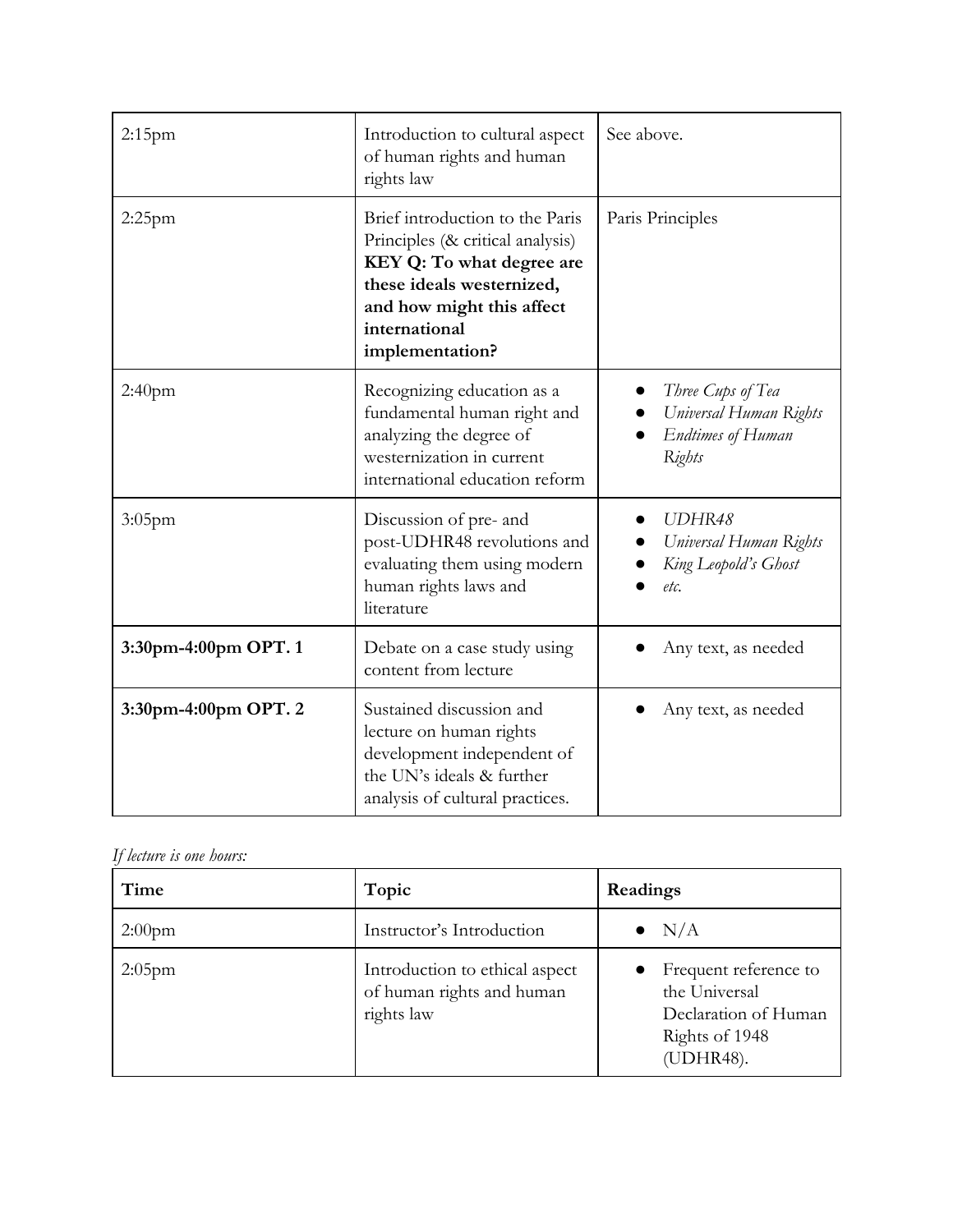| | | |
|---|---|---|
| 2:15pm | Introduction to cultural aspect of human rights and human rights law | See above. |
| 2:25pm | Brief introduction to the Paris Principles (& critical analysis) **KEY Q: To what degree are these ideals westernized, and how might this affect international implementation?** | Paris Principles |
| 2:40pm | Recognizing education as a fundamental human right and analyzing the degree of westernization in current international education reform | • *Three Cups of Tea*<br>• *Universal Human Rights*<br>• *Endtimes of Human Rights* |
| 3:05pm | Discussion of pre- and post-UDHR48 revolutions and evaluating them using modern human rights laws and literature | • *UDHR48*<br>• *Universal Human Rights*<br>• *King Leopold's Ghost*<br>• *etc.* |
| **3:30pm-4:00pm OPT. 1** | Debate on a case study using content from lecture | • Any text, as needed |
| **3:30pm-4:00pm OPT. 2** | Sustained discussion and lecture on human rights development independent of the UN's ideals & further analysis of cultural practices. | • Any text, as needed |

*If lecture is one hours:*

| Time | Topic | Readings |
|---|---|---|
| 2:00pm | Instructor's Introduction | • N/A |
| 2:05pm | Introduction to ethical aspect of human rights and human rights law | • Frequent reference to the Universal Declaration of Human Rights of 1948 (UDHR48). |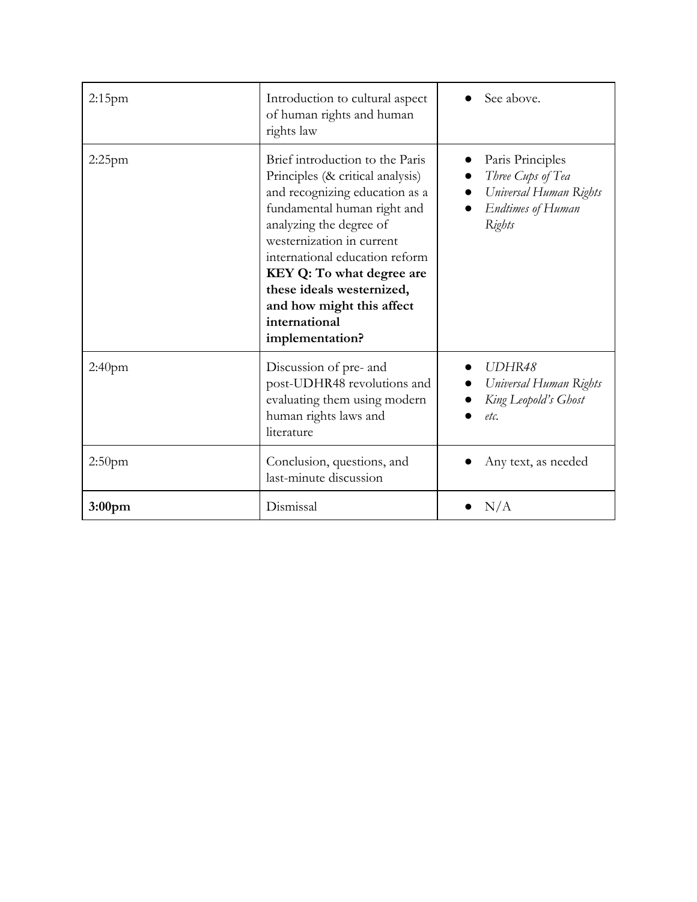| | | |
|---|---|---|
| 2:15pm | Introduction to cultural aspect of human rights and human rights law | • See above. |
| 2:25pm | Brief introduction to the Paris Principles (& critical analysis) and recognizing education as a fundamental human right and analyzing the degree of westernization in current international education reform **KEY Q: To what degree are these ideals westernized, and how might this affect international implementation?** | • Paris Principles<br>• *Three Cups of Tea*<br>• *Universal Human Rights*<br>• *Endtimes of Human Rights* |
| 2:40pm | Discussion of pre- and post-UDHR48 revolutions and evaluating them using modern human rights laws and literature | • *UDHR48*<br>• *Universal Human Rights*<br>• *King Leopold's Ghost*<br>• *etc.* |
| 2:50pm | Conclusion, questions, and last-minute discussion | • Any text, as needed |
| **3:00pm** | Dismissal | • N/A |